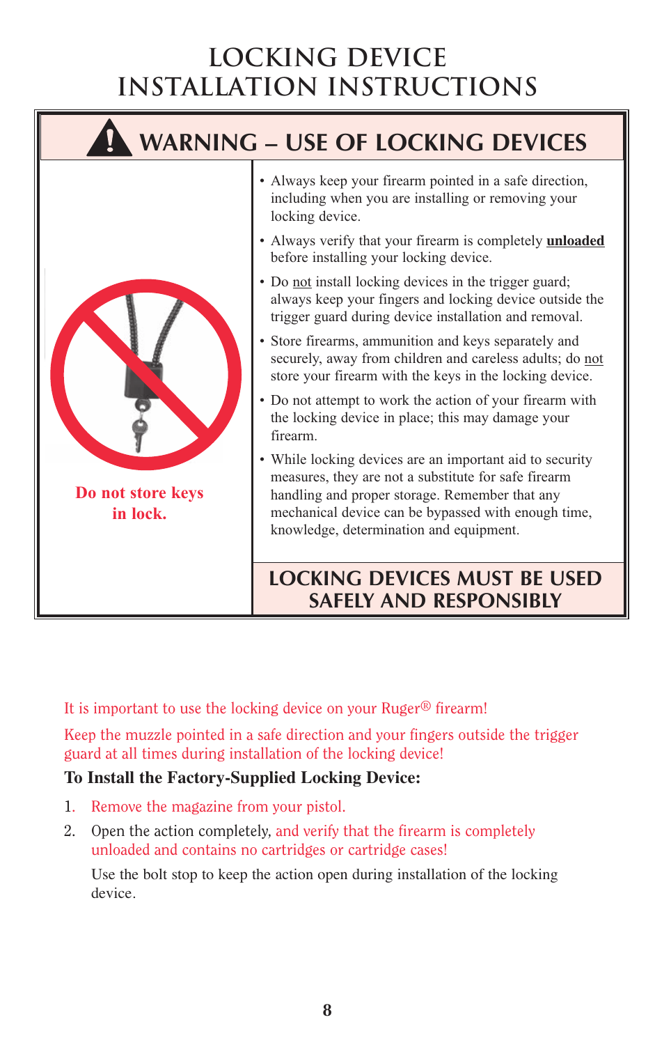# LOCKING DEVICE INSTALLATION INSTRUCTIONS

## WARNING – USE OF LOCKING DEVICES

**Do not store keys in lock.**

- Always keep your firearm pointed in a safe direction, including when you are installing or removing your locking device.
- Always verify that your firearm is completely **unloaded** before installing your locking device.
- Do not install locking devices in the trigger guard; always keep your fingers and locking device outside the trigger guard during device installation and removal.
- Store firearms, ammunition and keys separately and securely, away from children and careless adults; do not store your firearm with the keys in the locking device.
- Do not attempt to work the action of your firearm with the locking device in place; this may damage your firearm.
- While locking devices are an important aid to security measures, they are not a substitute for safe firearm handling and proper storage. Remember that any mechanical device can be bypassed with enough time, knowledge, determination and equipment.

**LOCKING DEVICES MUST BE USED SAFELY AND RESPONSIBLY**

It is important to use the locking device on your Ruger® firearm!

Keep the muzzle pointed in a safe direction and your fingers outside the trigger guard at all times during installation of the locking device!

**To Install the Factory-Supplied Locking Device:**

1. Remove the magazine from your pistol.
2. Open the action completely, and verify that the firearm is completely unloaded and contains no cartridges or cartridge cases!

   Use the bolt stop to keep the action open during installation of the locking device.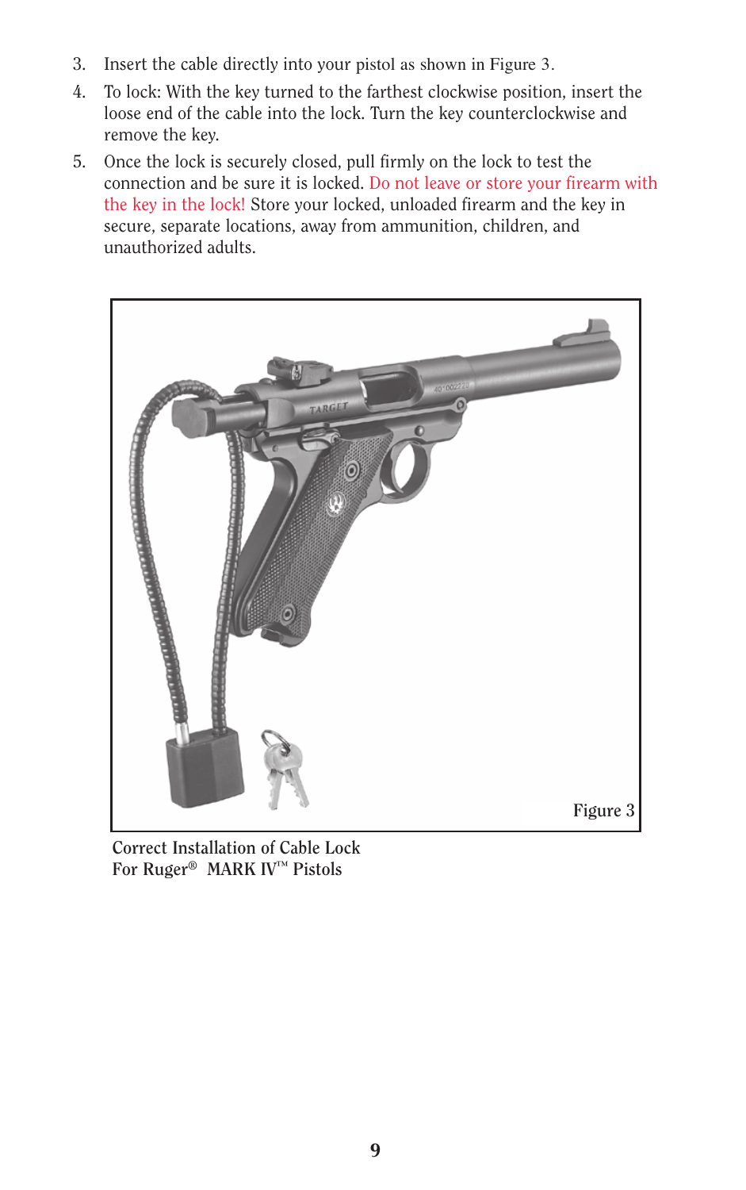3. Insert the cable directly into your pistol as shown in Figure 3.
4. To lock: With the key turned to the farthest clockwise position, insert the loose end of the cable into the lock. Turn the key counterclockwise and remove the key.
5. Once the lock is securely closed, pull firmly on the lock to test the connection and be sure it is locked. Do not leave or store your firearm with the key in the lock! Store your locked, unloaded firearm and the key in secure, separate locations, away from ammunition, children, and unauthorized adults.

Figure 3

Correct Installation of Cable Lock
For Ruger® MARK IV™ Pistols